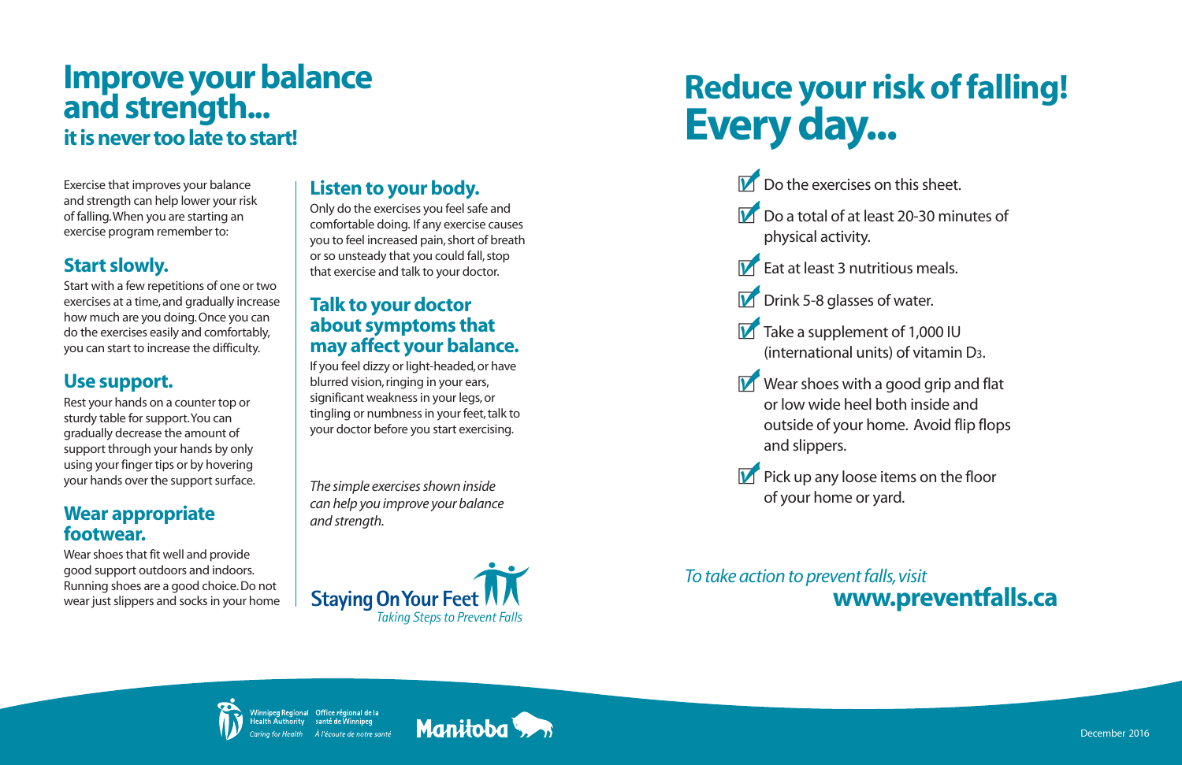# Improve your balance and strength...

## it is never too late to start!

Exercise that improves your balance and strength can help lower your risk of falling. When you are starting an exercise program remember to:

### Start slowly.

Start with a few repetitions of one or two exercises at a time, and gradually increase how much are you doing. Once you can do the exercises easily and comfortably, you can start to increase the difficulty.

### Use support.

Rest your hands on a counter top or sturdy table for support. You can gradually decrease the amount of support through your hands by only using your finger tips or by hovering your hands over the support surface.

### Wear appropriate footwear.

Wear shoes that fit well and provide good support outdoors and indoors. Running shoes are a good choice. Do not wear just slippers and socks in your home

### Listen to your body.

Only do the exercises you feel safe and comfortable doing. If any exercise causes you to feel increased pain, short of breath or so unsteady that you could fall, stop that exercise and talk to your doctor.

### Talk to your doctor about symptoms that may affect your balance.

If you feel dizzy or light-headed, or have blurred vision, ringing in your ears, significant weakness in your legs, or tingling or numbness in your feet, talk to your doctor before you start exercising.

*The simple exercises shown inside can help you improve your balance and strength.*

**Staying On Your Feet**
*Taking Steps to Prevent Falls*

# Reduce your risk of falling! Every day...

- ☑ Do the exercises on this sheet.
- ☑ Do a total of at least 20-30 minutes of physical activity.
- ☑ Eat at least 3 nutritious meals.
- ☑ Drink 5-8 glasses of water.
- ☑ Take a supplement of 1,000 IU (international units) of vitamin $D_3$.
- ☑ Wear shoes with a good grip and flat or low wide heel both inside and outside of your home. Avoid flip flops and slippers.
- ☑ Pick up any loose items on the floor of your home or yard.

*To take action to prevent falls, visit*
**www.preventfalls.ca**

Winnipeg Regional Health Authority — *Caring for Health*
Office régional de la santé de Winnipeg — *À l'écoute de notre santé*

Manitoba

December 2016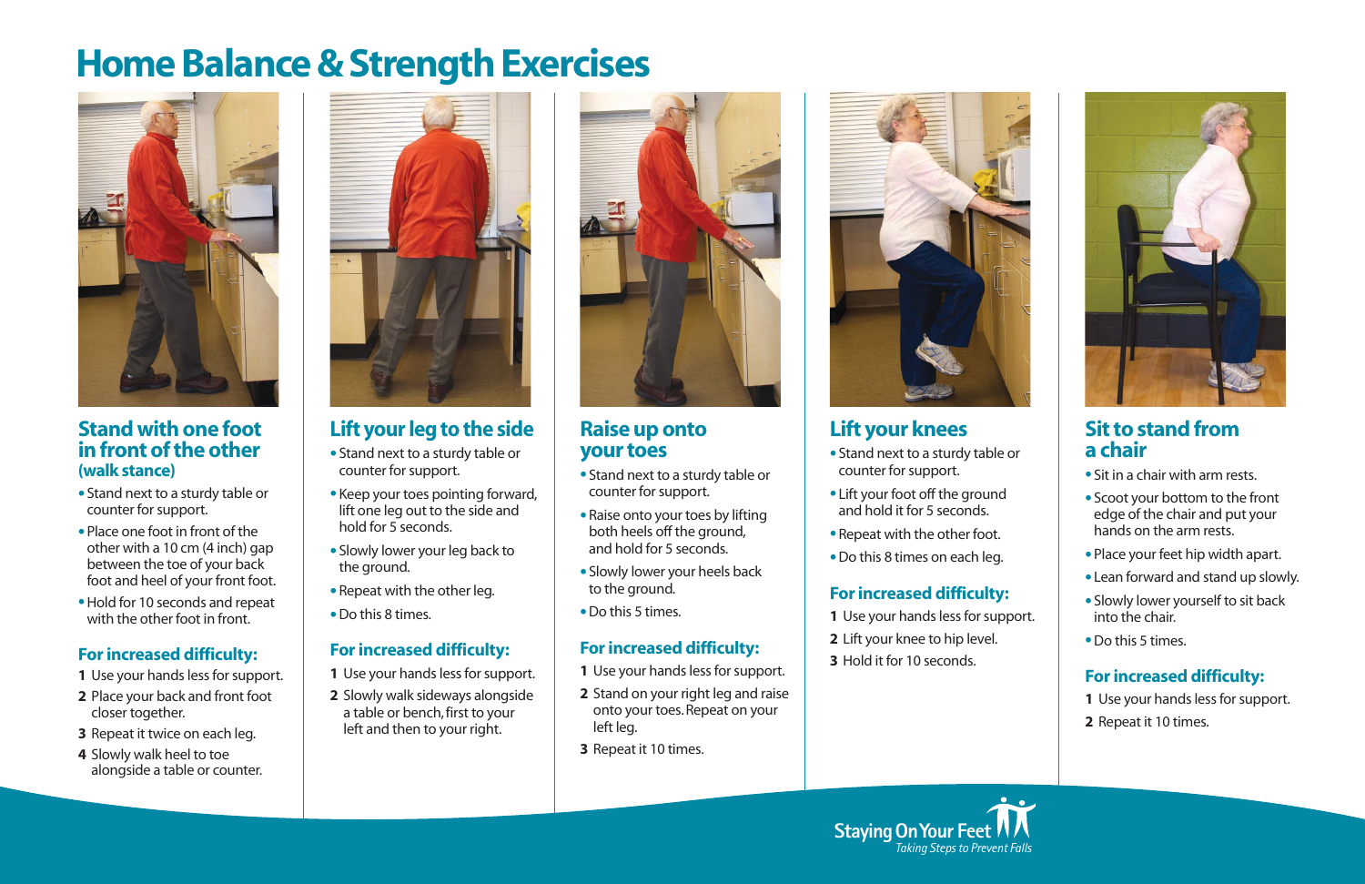# Home Balance & Strength Exercises

## Stand with one foot in front of the other (walk stance)

- Stand next to a sturdy table or counter for support.
- Place one foot in front of the other with a 10 cm (4 inch) gap between the toe of your back foot and heel of your front foot.
- Hold for 10 seconds and repeat with the other foot in front.

### For increased difficulty:

1. Use your hands less for support.
2. Place your back and front foot closer together.
3. Repeat it twice on each leg.
4. Slowly walk heel to toe alongside a table or counter.

## Lift your leg to the side

- Stand next to a sturdy table or counter for support.
- Keep your toes pointing forward, lift one leg out to the side and hold for 5 seconds.
- Slowly lower your leg back to the ground.
- Repeat with the other leg.
- Do this 8 times.

### For increased difficulty:

1. Use your hands less for support.
2. Slowly walk sideways alongside a table or bench, first to your left and then to your right.

## Raise up onto your toes

- Stand next to a sturdy table or counter for support.
- Raise onto your toes by lifting both heels off the ground, and hold for 5 seconds.
- Slowly lower your heels back to the ground.
- Do this 5 times.

### For increased difficulty:

1. Use your hands less for support.
2. Stand on your right leg and raise onto your toes. Repeat on your left leg.
3. Repeat it 10 times.

## Lift your knees

- Stand next to a sturdy table or counter for support.
- Lift your foot off the ground and hold it for 5 seconds.
- Repeat with the other foot.
- Do this 8 times on each leg.

### For increased difficulty:

1. Use your hands less for support.
2. Lift your knee to hip level.
3. Hold it for 10 seconds.

## Sit to stand from a chair

- Sit in a chair with arm rests.
- Scoot your bottom to the front edge of the chair and put your hands on the arm rests.
- Place your feet hip width apart.
- Lean forward and stand up slowly.
- Slowly lower yourself to sit back into the chair.
- Do this 5 times.

### For increased difficulty:

1. Use your hands less for support.
2. Repeat it 10 times.

Staying On Your Feet
*Taking Steps to Prevent Falls*